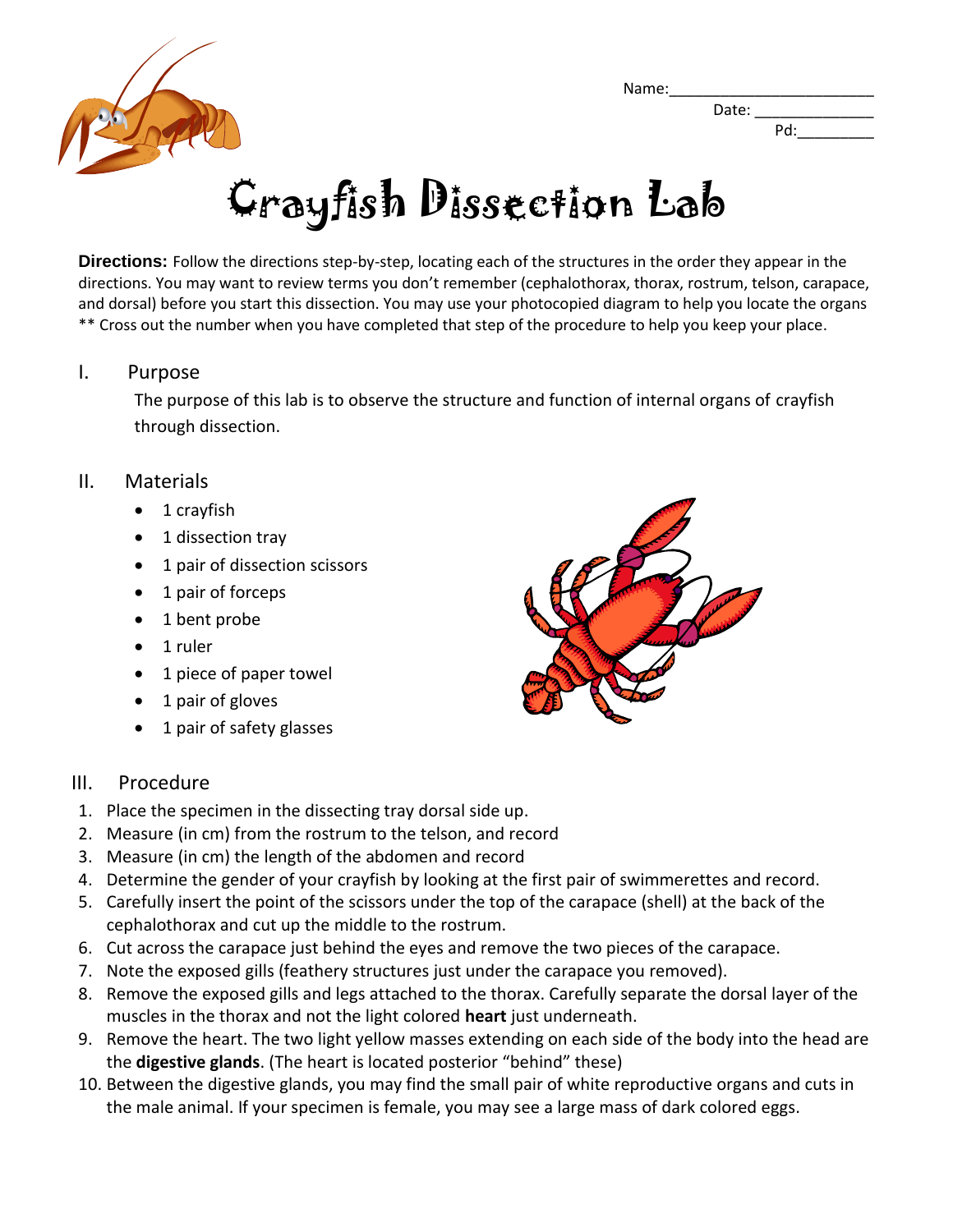Name:________________________

Date: ______________

Pd:_________

# Crayfish Dissection Lab

**Directions:** Follow the directions step-by-step, locating each of the structures in the order they appear in the directions. You may want to review terms you don't remember (cephalothorax, thorax, rostrum, telson, carapace, and dorsal) before you start this dissection. You may use your photocopied diagram to help you locate the organs ** Cross out the number when you have completed that step of the procedure to help you keep your place.

## I. Purpose

The purpose of this lab is to observe the structure and function of internal organs of crayfish through dissection.

## II. Materials

- 1 crayfish
- 1 dissection tray
- 1 pair of dissection scissors
- 1 pair of forceps
- 1 bent probe
- 1 ruler
- 1 piece of paper towel
- 1 pair of gloves
- 1 pair of safety glasses

## III. Procedure

1. Place the specimen in the dissecting tray dorsal side up.
2. Measure (in cm) from the rostrum to the telson, and record
3. Measure (in cm) the length of the abdomen and record
4. Determine the gender of your crayfish by looking at the first pair of swimmerettes and record.
5. Carefully insert the point of the scissors under the top of the carapace (shell) at the back of the cephalothorax and cut up the middle to the rostrum.
6. Cut across the carapace just behind the eyes and remove the two pieces of the carapace.
7. Note the exposed gills (feathery structures just under the carapace you removed).
8. Remove the exposed gills and legs attached to the thorax. Carefully separate the dorsal layer of the muscles in the thorax and not the light colored **heart** just underneath.
9. Remove the heart. The two light yellow masses extending on each side of the body into the head are the **digestive glands**. (The heart is located posterior "behind" these)
10. Between the digestive glands, you may find the small pair of white reproductive organs and cuts in the male animal. If your specimen is female, you may see a large mass of dark colored eggs.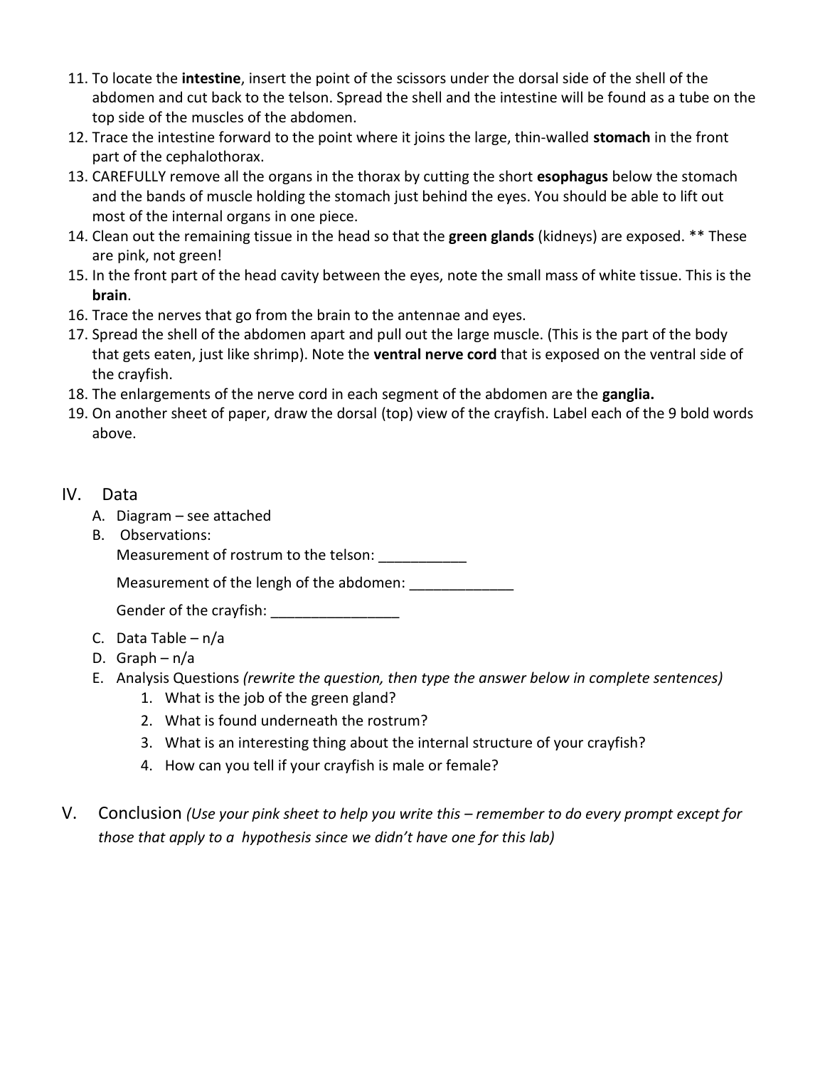11. To locate the **intestine**, insert the point of the scissors under the dorsal side of the shell of the abdomen and cut back to the telson. Spread the shell and the intestine will be found as a tube on the top side of the muscles of the abdomen.
12. Trace the intestine forward to the point where it joins the large, thin-walled **stomach** in the front part of the cephalothorax.
13. CAREFULLY remove all the organs in the thorax by cutting the short **esophagus** below the stomach and the bands of muscle holding the stomach just behind the eyes. You should be able to lift out most of the internal organs in one piece.
14. Clean out the remaining tissue in the head so that the **green glands** (kidneys) are exposed. ** These are pink, not green!
15. In the front part of the head cavity between the eyes, note the small mass of white tissue. This is the **brain**.
16. Trace the nerves that go from the brain to the antennae and eyes.
17. Spread the shell of the abdomen apart and pull out the large muscle. (This is the part of the body that gets eaten, just like shrimp). Note the **ventral nerve cord** that is exposed on the ventral side of the crayfish.
18. The enlargements of the nerve cord in each segment of the abdomen are the **ganglia.**
19. On another sheet of paper, draw the dorsal (top) view of the crayfish. Label each of the 9 bold words above.

## IV. Data

A. Diagram – see attached

B. Observations:

Measurement of rostrum to the telson: ___________

Measurement of the lengh of the abdomen: _____________

Gender of the crayfish: ________________

C. Data Table – n/a

D. Graph – n/a

E. Analysis Questions *(rewrite the question, then type the answer below in complete sentences)*

1. What is the job of the green gland?
2. What is found underneath the rostrum?
3. What is an interesting thing about the internal structure of your crayfish?
4. How can you tell if your crayfish is male or female?

## V. Conclusion *(Use your pink sheet to help you write this – remember to do every prompt except for those that apply to a hypothesis since we didn't have one for this lab)*